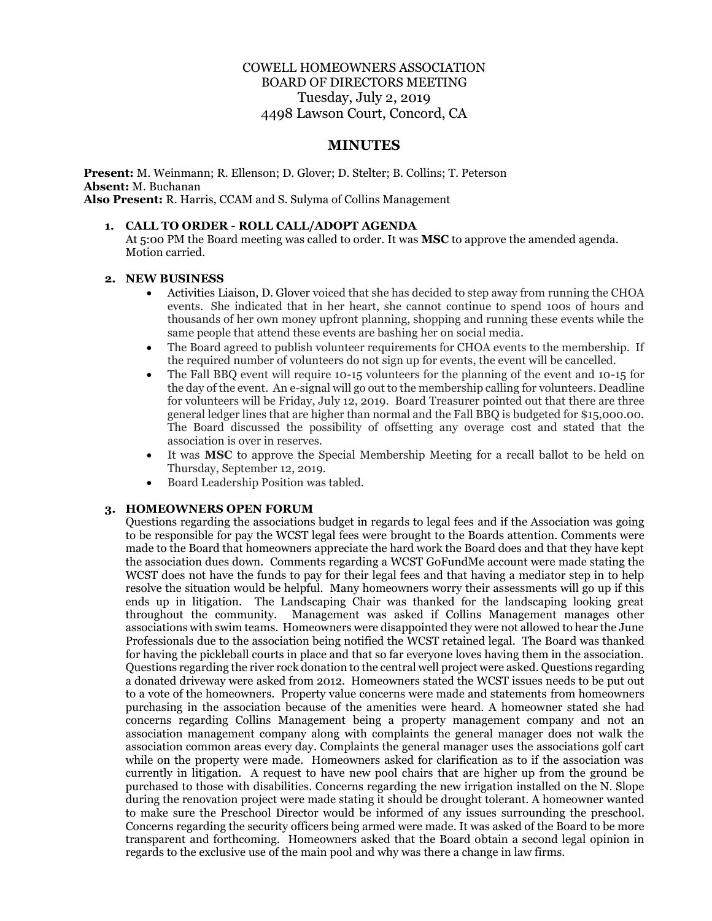# COWELL HOMEOWNERS ASSOCIATION
## BOARD OF DIRECTORS MEETING
Tuesday, July 2, 2019
4498 Lawson Court, Concord, CA

## MINUTES

**Present:** M. Weinmann; R. Ellenson; D. Glover; D. Stelter; B. Collins; T. Peterson
**Absent:** M. Buchanan
**Also Present:** R. Harris, CCAM and S. Sulyma of Collins Management

1. **CALL TO ORDER - ROLL CALL/ADOPT AGENDA**
   At 5:00 PM the Board meeting was called to order. It was **MSC** to approve the amended agenda. Motion carried.

2. **NEW BUSINESS**
   - Activities Liaison, D. Glover voiced that she has decided to step away from running the CHOA events. She indicated that in her heart, she cannot continue to spend 100s of hours and thousands of her own money upfront planning, shopping and running these events while the same people that attend these events are bashing her on social media.
   - The Board agreed to publish volunteer requirements for CHOA events to the membership. If the required number of volunteers do not sign up for events, the event will be cancelled.
   - The Fall BBQ event will require 10-15 volunteers for the planning of the event and 10-15 for the day of the event. An e-signal will go out to the membership calling for volunteers. Deadline for volunteers will be Friday, July 12, 2019. Board Treasurer pointed out that there are three general ledger lines that are higher than normal and the Fall BBQ is budgeted for $15,000.00. The Board discussed the possibility of offsetting any overage cost and stated that the association is over in reserves.
   - It was **MSC** to approve the Special Membership Meeting for a recall ballot to be held on Thursday, September 12, 2019.
   - Board Leadership Position was tabled.

3. **HOMEOWNERS OPEN FORUM**
   Questions regarding the associations budget in regards to legal fees and if the Association was going to be responsible for pay the WCST legal fees were brought to the Boards attention. Comments were made to the Board that homeowners appreciate the hard work the Board does and that they have kept the association dues down. Comments regarding a WCST GoFundMe account were made stating the WCST does not have the funds to pay for their legal fees and that having a mediator step in to help resolve the situation would be helpful. Many homeowners worry their assessments will go up if this ends up in litigation. The Landscaping Chair was thanked for the landscaping looking great throughout the community. Management was asked if Collins Management manages other associations with swim teams. Homeowners were disappointed they were not allowed to hear the June Professionals due to the association being notified the WCST retained legal. The Board was thanked for having the pickleball courts in place and that so far everyone loves having them in the association. Questions regarding the river rock donation to the central well project were asked. Questions regarding a donated driveway were asked from 2012. Homeowners stated the WCST issues needs to be put out to a vote of the homeowners. Property value concerns were made and statements from homeowners purchasing in the association because of the amenities were heard. A homeowner stated she had concerns regarding Collins Management being a property management company and not an association management company along with complaints the general manager does not walk the association common areas every day. Complaints the general manager uses the associations golf cart while on the property were made. Homeowners asked for clarification as to if the association was currently in litigation. A request to have new pool chairs that are higher up from the ground be purchased to those with disabilities. Concerns regarding the new irrigation installed on the N. Slope during the renovation project were made stating it should be drought tolerant. A homeowner wanted to make sure the Preschool Director would be informed of any issues surrounding the preschool. Concerns regarding the security officers being armed were made. It was asked of the Board to be more transparent and forthcoming. Homeowners asked that the Board obtain a second legal opinion in regards to the exclusive use of the main pool and why was there a change in law firms.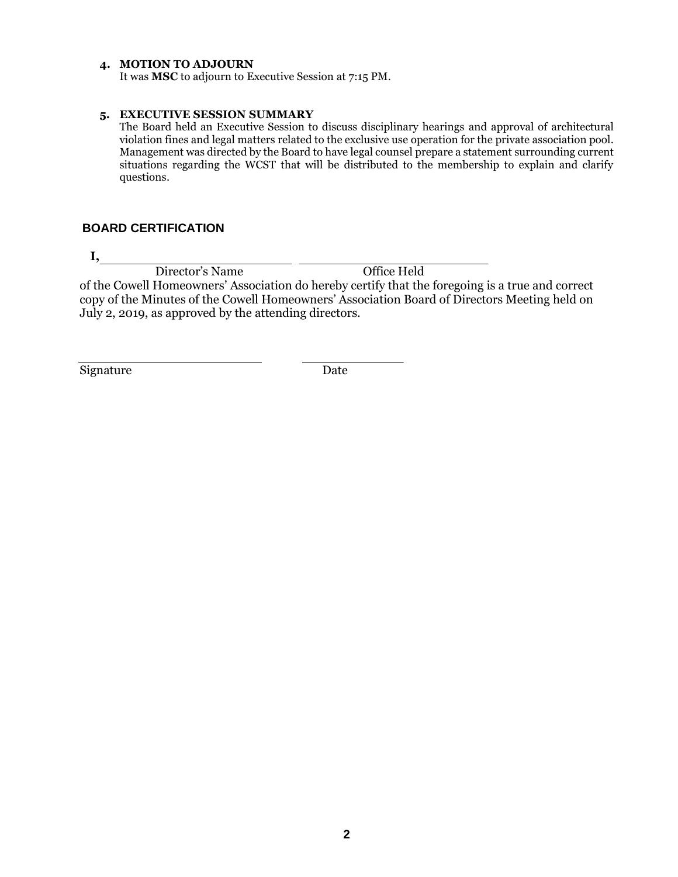4. **MOTION TO ADJOURN**
   It was **MSC** to adjourn to Executive Session at 7:15 PM.

5. **EXECUTIVE SESSION SUMMARY**
   The Board held an Executive Session to discuss disciplinary hearings and approval of architectural violation fines and legal matters related to the exclusive use operation for the private association pool. Management was directed by the Board to have legal counsel prepare a statement surrounding current situations regarding the WCST that will be distributed to the membership to explain and clarify questions.

## BOARD CERTIFICATION

**I,**\_\_\_\_\_\_\_\_\_\_\_\_\_\_\_\_\_\_\_\_\_\_\_\_\_\_ \_\_\_\_\_\_\_\_\_\_\_\_\_\_\_\_\_\_\_\_\_\_\_\_\_\_

Director's Name Office Held

of the Cowell Homeowners' Association do hereby certify that the foregoing is a true and correct copy of the Minutes of the Cowell Homeowners' Association Board of Directors Meeting held on July 2, 2019, as approved by the attending directors.

\_\_\_\_\_\_\_\_\_\_\_\_\_\_\_\_\_\_\_\_\_\_\_\_\_\_ \_\_\_\_\_\_\_\_\_\_\_\_\_\_

Signature Date